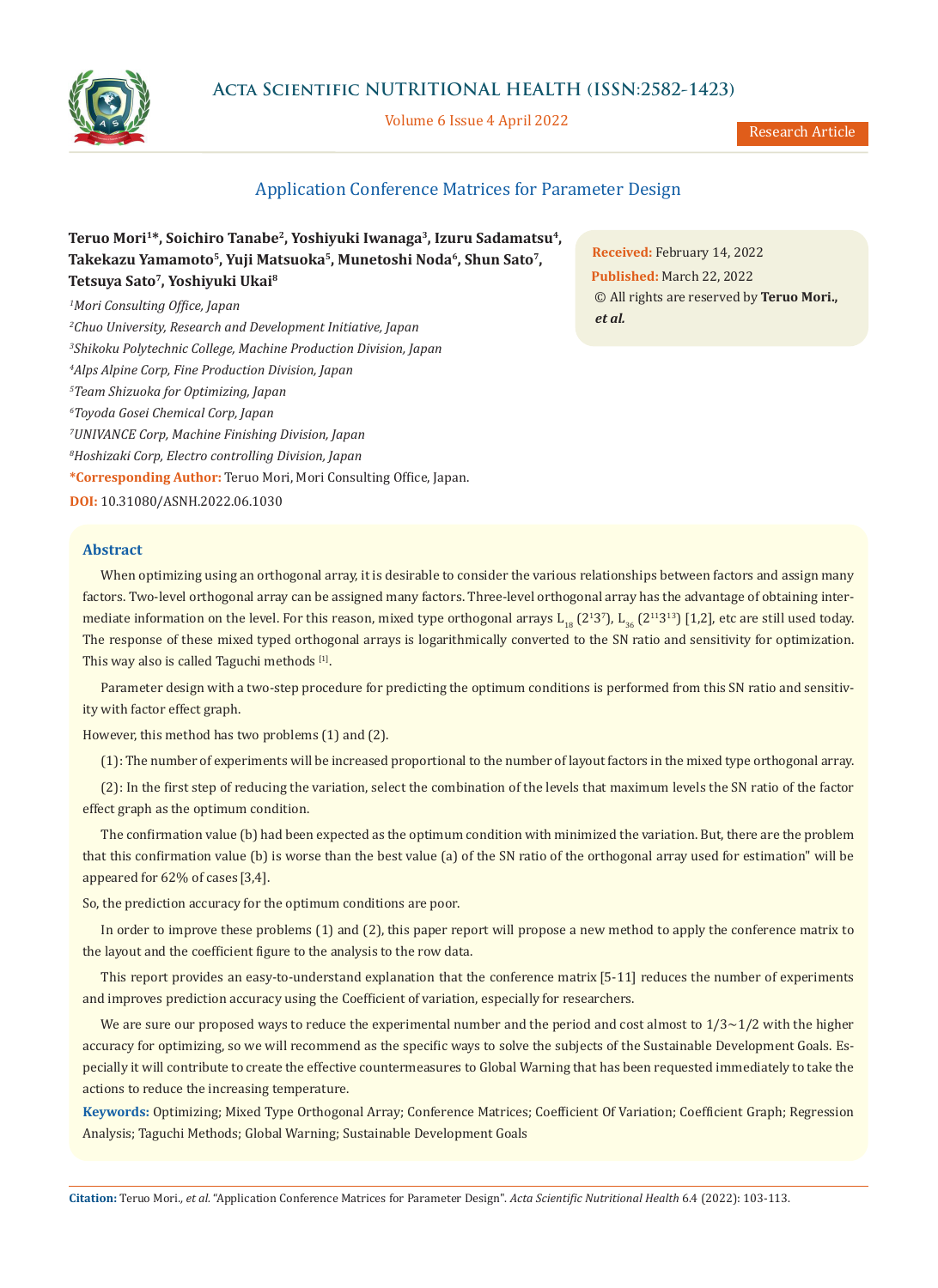# Application Conference Matrices for Parameter Design

**Teruo Mori[1]\*, Soichiro Tanabe[2], Yoshiyuki Iwanaga[3], Izuru Sadamatsu[4], Takekazu Yamamoto[5], Yuji Matsuoka[5], Munetoshi Noda[6], Shun Sato[7], Tetsuya Sato[7], Yoshiyuki Ukai[8]**

[1]*Mori Consulting Office, Japan*

[2]*Chuo University, Research and Development Initiative, Japan*

[3]*Shikoku Polytechnic College, Machine Production Division, Japan*

[4]*Alps Alpine Corp, Fine Production Division, Japan*

[5]*Team Shizuoka for Optimizing, Japan*

[6]*Toyoda Gosei Chemical Corp, Japan*

[7]*UNIVANCE Corp, Machine Finishing Division, Japan*

[8]*Hoshizaki Corp, Electro controlling Division, Japan*

**\*Corresponding Author:** Teruo Mori, Mori Consulting Office, Japan.

**DOI:** 10.31080/ASNH.2022.06.1030

**Received:** February 14, 2022

**Published:** March 22, 2022

© All rights are reserved by **Teruo Mori., *et al.***

## Abstract

When optimizing using an orthogonal array, it is desirable to consider the various relationships between factors and assign many factors. Two-level orthogonal array can be assigned many factors. Three-level orthogonal array has the advantage of obtaining intermediate information on the level. For this reason, mixed type orthogonal arrays $L_{18}$ ($2^1 3^7$), $L_{36}$ ($2^{11} 3^{13}$) [1,2], etc are still used today. The response of these mixed typed orthogonal arrays is logarithmically converted to the SN ratio and sensitivity for optimization. This way also is called Taguchi methods [1].

Parameter design with a two-step procedure for predicting the optimum conditions is performed from this SN ratio and sensitivity with factor effect graph.

However, this method has two problems (1) and (2).

(1): The number of experiments will be increased proportional to the number of layout factors in the mixed type orthogonal array.

(2): In the first step of reducing the variation, select the combination of the levels that maximum levels the SN ratio of the factor effect graph as the optimum condition.

The confirmation value (b) had been expected as the optimum condition with minimized the variation. But, there are the problem that this confirmation value (b) is worse than the best value (a) of the SN ratio of the orthogonal array used for estimation" will be appeared for 62% of cases [3,4].

So, the prediction accuracy for the optimum conditions are poor.

In order to improve these problems (1) and (2), this paper report will propose a new method to apply the conference matrix to the layout and the coefficient figure to the analysis to the row data.

This report provides an easy-to-understand explanation that the conference matrix [5-11] reduces the number of experiments and improves prediction accuracy using the Coefficient of variation, especially for researchers.

We are sure our proposed ways to reduce the experimental number and the period and cost almost to 1/3~1/2 with the higher accuracy for optimizing, so we will recommend as the specific ways to solve the subjects of the Sustainable Development Goals. Especially it will contribute to create the effective countermeasures to Global Warning that has been requested immediately to take the actions to reduce the increasing temperature.

**Keywords:** Optimizing; Mixed Type Orthogonal Array; Conference Matrices; Coefficient Of Variation; Coefficient Graph; Regression Analysis; Taguchi Methods; Global Warning; Sustainable Development Goals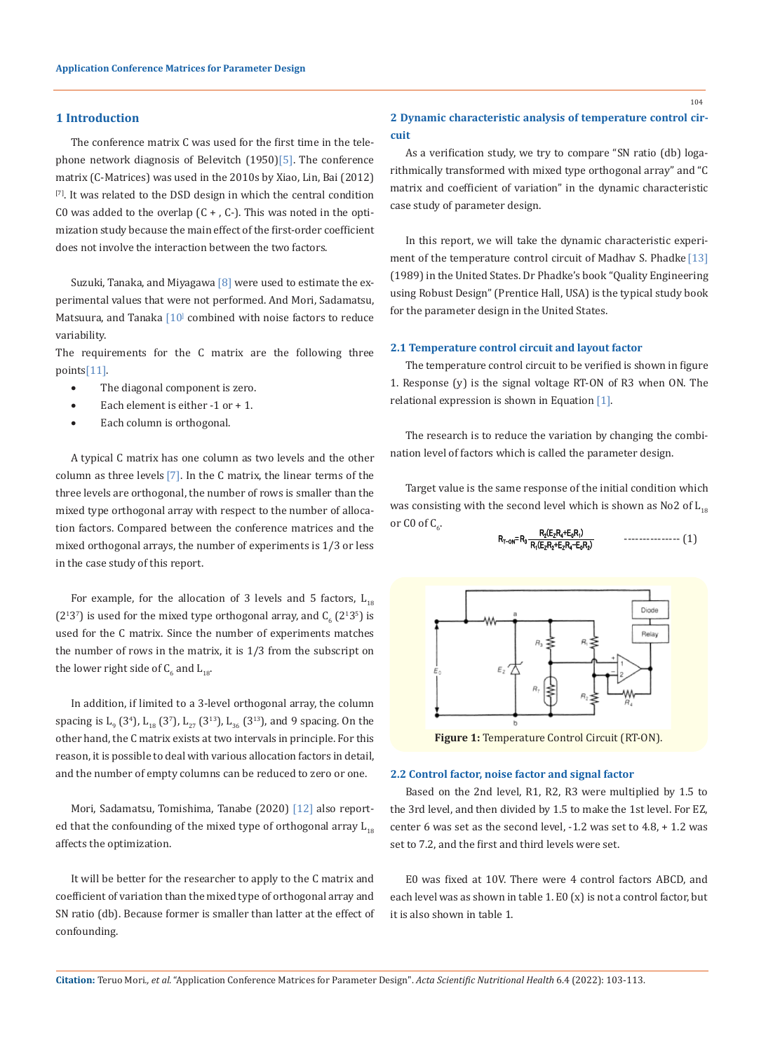## 1 Introduction

The conference matrix C was used for the first time in the telephone network diagnosis of Belevitch (1950)[5]. The conference matrix (C-Matrices) was used in the 2010s by Xiao, Lin, Bai (2012) [7]. It was related to the DSD design in which the central condition C0 was added to the overlap (C + , C-). This was noted in the optimization study because the main effect of the first-order coefficient does not involve the interaction between the two factors.

Suzuki, Tanaka, and Miyagawa [8] were used to estimate the experimental values that were not performed. And Mori, Sadamatsu, Matsuura, and Tanaka [10] combined with noise factors to reduce variability.

The requirements for the C matrix are the following three points[11].

- The diagonal component is zero.
- Each element is either -1 or + 1.
- Each column is orthogonal.

A typical C matrix has one column as two levels and the other column as three levels [7]. In the C matrix, the linear terms of the three levels are orthogonal, the number of rows is smaller than the mixed type orthogonal array with respect to the number of allocation factors. Compared between the conference matrices and the mixed orthogonal arrays, the number of experiments is 1/3 or less in the case study of this report.

For example, for the allocation of 3 levels and 5 factors, $L_{18}$ ($2^1 3^7$) is used for the mixed type orthogonal array, and $C_6$ ($2^1 3^5$) is used for C matrix. Since the number of experiments matches the number of rows in the matrix, it is 1/3 from the subscript on the lower right side of $C_6$ and $L_{18}$.

In addition, if limited to a 3-level orthogonal array, the column spacing is $L_9$ ($3^4$), $L_{18}$ ($3^7$), $L_{27}$ ($3^{13}$), $L_{36}$ ($3^{13}$), and 9 spacing. On the other hand, the C matrix exists at two intervals in principle. For this reason, it is possible to deal with various allocation factors in detail, and the number of empty columns can be reduced to zero or one.

Mori, Sadamatsu, Tomishima, Tanabe (2020) [12] also reported that the confounding of the mixed type of orthogonal array $L_{18}$ affects the optimization.

It will be better for the researcher to apply to the C matrix and coefficient of variation than the mixed type of orthogonal array and SN ratio (db). Because former is smaller than latter at the effect of confounding.

## 2 Dynamic characteristic analysis of temperature control circuit

As a verification study, we try to compare "SN ratio (db) logarithmically transformed with mixed type orthogonal array" and "C matrix and coefficient of variation" in the dynamic characteristic case study of parameter design.

In this report, we will take the dynamic characteristic experiment of the temperature control circuit of Madhav S. Phadke [13] (1989) in the United States. Dr Phadke's book "Quality Engineering using Robust Design" (Prentice Hall, USA) is the typical study book for the parameter design in the United States.

### 2.1 Temperature control circuit and layout factor

The temperature control circuit to be verified is shown in figure 1. Response (y) is the signal voltage RT-ON of R3 when ON. The relational expression is shown in Equation [1].

The research is to reduce the variation by changing the combination level of factors which is called the parameter design.

Target value is the same response of the initial condition which was consisting with the second level which is shown as No2 of $L_{18}$ or C0 of $C_6$.

$$R_{T\text{-}ON} = R_3 \frac{R_2(E_Z R_4 + E_0 R_1)}{R_1(E_Z R_2 + E_Z R_4 - E_0 R_2)} \qquad (1)$$

Figure 1: Temperature Control Circuit (RT-ON).

### 2.2 Control factor, noise factor and signal factor

Based on the 2nd level, R1, R2, R3 were multiplied by 1.5 to the 3rd level, and then divided by 1.5 to make the 1st level. For EZ, center 6 was set as the second level, -1.2 was set to 4.8, + 1.2 was set to 7.2, and the first and third levels were set.

E0 was fixed at 10V. There were 4 control factors ABCD, and each level was as shown in table 1. E0 (x) is not a control factor, but it is also shown in table 1.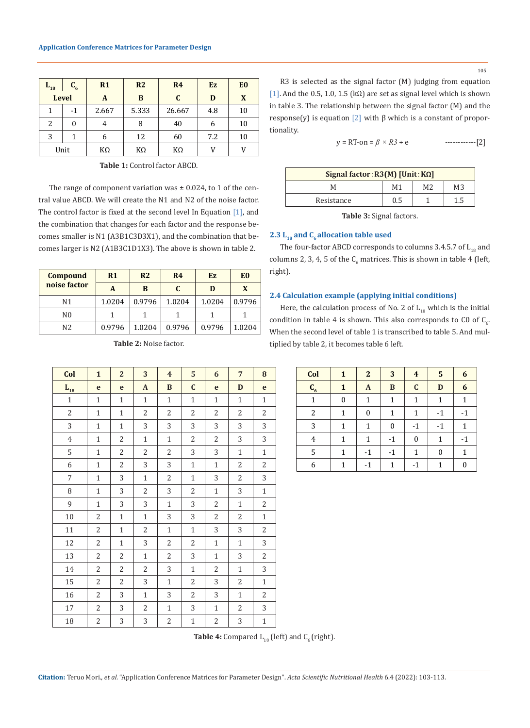| $L_{18}$ | $C_6$ | R1 | R2 | R4 | Ez | E0 |
|---|---|---|---|---|---|---|
| Level | | A | B | C | D | X |
| 1 | -1 | 2.667 | 5.333 | 26.667 | 4.8 | 10 |
| 2 | 0 | 4 | 8 | 40 | 6 | 10 |
| 3 | 1 | 6 | 12 | 60 | 7.2 | 10 |
| Unit | | KΩ | KΩ | KΩ | V | V |

**Table 1:** Control factor ABCD.

The range of component variation was ± 0.024, to 1 of the central value ABCD. We will create the N1 and N2 of the noise factor. The control factor is fixed at the second level In Equation [1], and the combination that changes for each factor and the response becomes smaller is N1 (A3B1C3D3X1), and the combination that becomes larger is N2 (A1B3C1D1X3). The above is shown in table 2.

| Compound noise factor | R1 | R2 | R4 | Ez | E0 |
|---|---|---|---|---|---|
| | A | B | C | D | X |
| N1 | 1.0204 | 0.9796 | 1.0204 | 1.0204 | 0.9796 |
| N0 | 1 | 1 | 1 | 1 | 1 |
| N2 | 0.9796 | 1.0204 | 0.9796 | 0.9796 | 1.0204 |

**Table 2:** Noise factor.

R3 is selected as the signal factor (M) judging from equation [1]. And the 0.5, 1.0, 1.5 (kΩ) are set as signal level which is shown in table 3. The relationship between the signal factor (M) and the response(y) is equation [2] with β which is a constant of proportionality.

$$y = RT\text{-on} = \beta \times R3 + e \qquad \text{------------[2]}$$

| Signal factor：R3(M) [Unit：KΩ] | | | |
|---|---|---|---|
| M | M1 | M2 | M3 |
| Resistance | 0.5 | 1 | 1.5 |

**Table 3:** Signal factors.

### 2.3 $L_{18}$ and $C_6$ allocation table used

The four-factor ABCD corresponds to columns 3.4.5.7 of $L_{18}$ and columns 2, 3, 4, 5 of the $C_6$ matrices. This is shown in table 4 (left, right).

### 2.4 Calculation example (applying initial conditions)

Here, the calculation process of No. 2 of $L_{18}$ which is the initial condition in table 4 is shown. This also corresponds to C0 of $C_6$. When the second level of table 1 is transcribed to table 5. And multiplied by table 2, it becomes table 6 left.

| Col | 1 | 2 | 3 | 4 | 5 | 6 | 7 | 8 |
|---|---|---|---|---|---|---|---|---|
| $L_{18}$ | e | e | A | B | C | e | D | e |
| 1 | 1 | 1 | 1 | 1 | 1 | 1 | 1 | 1 |
| 2 | 1 | 1 | 2 | 2 | 2 | 2 | 2 | 2 |
| 3 | 1 | 1 | 3 | 3 | 3 | 3 | 3 | 3 |
| 4 | 1 | 2 | 1 | 1 | 2 | 2 | 3 | 3 |
| 5 | 1 | 2 | 2 | 2 | 3 | 3 | 1 | 1 |
| 6 | 1 | 2 | 3 | 3 | 1 | 1 | 2 | 2 |
| 7 | 1 | 3 | 1 | 2 | 1 | 3 | 2 | 3 |
| 8 | 1 | 3 | 2 | 3 | 2 | 1 | 3 | 1 |
| 9 | 1 | 3 | 3 | 1 | 3 | 2 | 1 | 2 |
| 10 | 2 | 1 | 1 | 3 | 3 | 2 | 2 | 1 |
| 11 | 2 | 1 | 2 | 1 | 1 | 3 | 3 | 2 |
| 12 | 2 | 1 | 3 | 2 | 2 | 1 | 1 | 3 |
| 13 | 2 | 2 | 1 | 2 | 3 | 1 | 3 | 2 |
| 14 | 2 | 2 | 2 | 3 | 1 | 2 | 1 | 3 |
| 15 | 2 | 2 | 3 | 1 | 2 | 3 | 2 | 1 |
| 16 | 2 | 3 | 1 | 3 | 2 | 3 | 1 | 2 |
| 17 | 2 | 3 | 2 | 1 | 3 | 1 | 2 | 3 |
| 18 | 2 | 3 | 3 | 2 | 1 | 2 | 3 | 1 |

| Col | 1 | 2 | 3 | 4 | 5 | 6 |
|---|---|---|---|---|---|---|
| $C_6$ | 1 | A | B | C | D | 6 |
| 1 | 0 | 1 | 1 | 1 | 1 | 1 |
| 2 | 1 | 0 | 1 | 1 | -1 | -1 |
| 3 | 1 | 1 | 0 | -1 | -1 | 1 |
| 4 | 1 | 1 | -1 | 0 | 1 | -1 |
| 5 | 1 | -1 | -1 | 1 | 0 | 1 |
| 6 | 1 | -1 | 1 | -1 | 1 | 0 |

**Table 4:** Compared $L_{18}$ (left) and $C_6$ (right).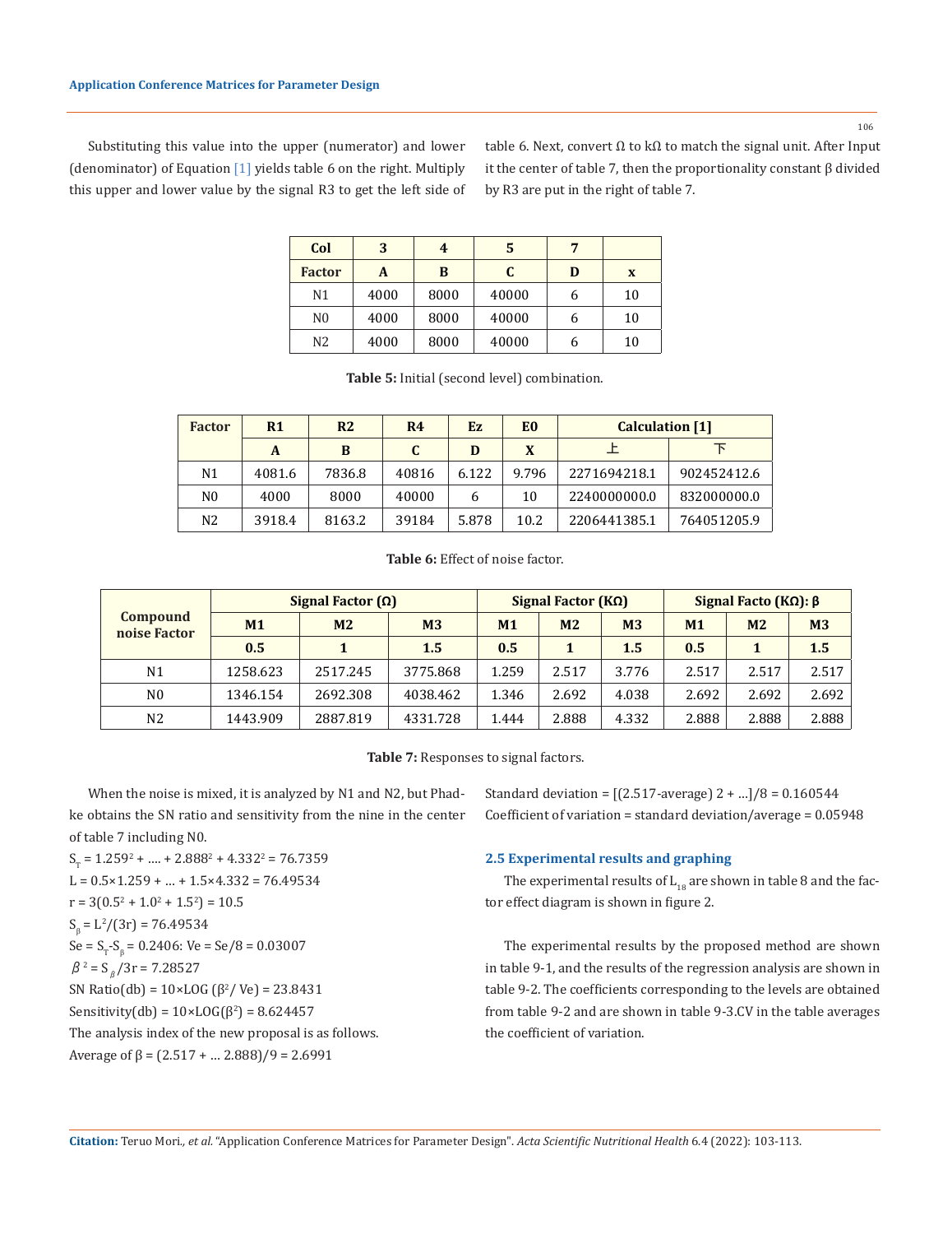Substituting this value into the upper (numerator) and lower (denominator) of Equation [1] yields table 6 on the right. Multiply this upper and lower value by the signal R3 to get the left side of table 6. Next, convert Ω to kΩ to match the signal unit. After Input it the center of table 7, then the proportionality constant β divided by R3 are put in the right of table 7.

| Col | 3 | 4 | 5 | 7 | |
|---|---|---|---|---|---|
| Factor | A | B | C | D | x |
| N1 | 4000 | 8000 | 40000 | 6 | 10 |
| N0 | 4000 | 8000 | 40000 | 6 | 10 |
| N2 | 4000 | 8000 | 40000 | 6 | 10 |

**Table 5:** Initial (second level) combination.

| Factor | R1 | R2 | R4 | Ez | E0 | Calculation [1] | |
|---|---|---|---|---|---|---|---|
| | A | B | C | D | X | 上 | 下 |
| N1 | 4081.6 | 7836.8 | 40816 | 6.122 | 9.796 | 2271694218.1 | 902452412.6 |
| N0 | 4000 | 8000 | 40000 | 6 | 10 | 2240000000.0 | 832000000.0 |
| N2 | 3918.4 | 8163.2 | 39184 | 5.878 | 10.2 | 2206441385.1 | 764051205.9 |

**Table 6:** Effect of noise factor.

| Compound noise Factor | Signal Factor (Ω) | | | Signal Factor (KΩ) | | | Signal Facto (KΩ): β | | |
|---|---|---|---|---|---|---|---|---|---|
| | M1 | M2 | M3 | M1 | M2 | M3 | M1 | M2 | M3 |
| | 0.5 | 1 | 1.5 | 0.5 | 1 | 1.5 | 0.5 | 1 | 1.5 |
| N1 | 1258.623 | 2517.245 | 3775.868 | 1.259 | 2.517 | 3.776 | 2.517 | 2.517 | 2.517 |
| N0 | 1346.154 | 2692.308 | 4038.462 | 1.346 | 2.692 | 4.038 | 2.692 | 2.692 | 2.692 |
| N2 | 1443.909 | 2887.819 | 4331.728 | 1.444 | 2.888 | 4.332 | 2.888 | 2.888 | 2.888 |

**Table 7:** Responses to signal factors.

When the noise is mixed, it is analyzed by N1 and N2, but Phadke obtains the SN ratio and sensitivity from the nine in the center of table 7 including N0.

$S_T = 1.259^2 + \ldots + 2.888^2 + 4.332^2 = 76.7359$

$L = 0.5 \times 1.259 + \ldots + 1.5 \times 4.332 = 76.49534$

$r = 3(0.5^2 + 1.0^2 + 1.5^2) = 10.5$

$S_\beta = L^2/(3r) = 76.49534$

$Se = S_T - S_\beta = 0.2406$: $Ve = Se/8 = 0.03007$

$\beta^2 = S_\beta/3r = 7.28527$

SN Ratio(db) = $10 \times \mathrm{LOG}(\beta^2/Ve) = 23.8431$

Sensitivity(db) = $10 \times \mathrm{LOG}(\beta^2) = 8.624457$

The analysis index of the new proposal is as follows.

Average of β = (2.517 + … 2.888)/9 = 2.6991

Standard deviation = [(2.517-average) 2 + …]/8 = 0.160544

Coefficient of variation = standard deviation/average = 0.05948

## 2.5 Experimental results and graphing

The experimental results of $L_{18}$ are shown in table 8 and the factor effect diagram is shown in figure 2.

The experimental results by the proposed method are shown in table 9-1, and the results of the regression analysis are shown in table 9-2. The coefficients corresponding to the levels are obtained from table 9-2 and are shown in table 9-3.CV in the table averages the coefficient of variation.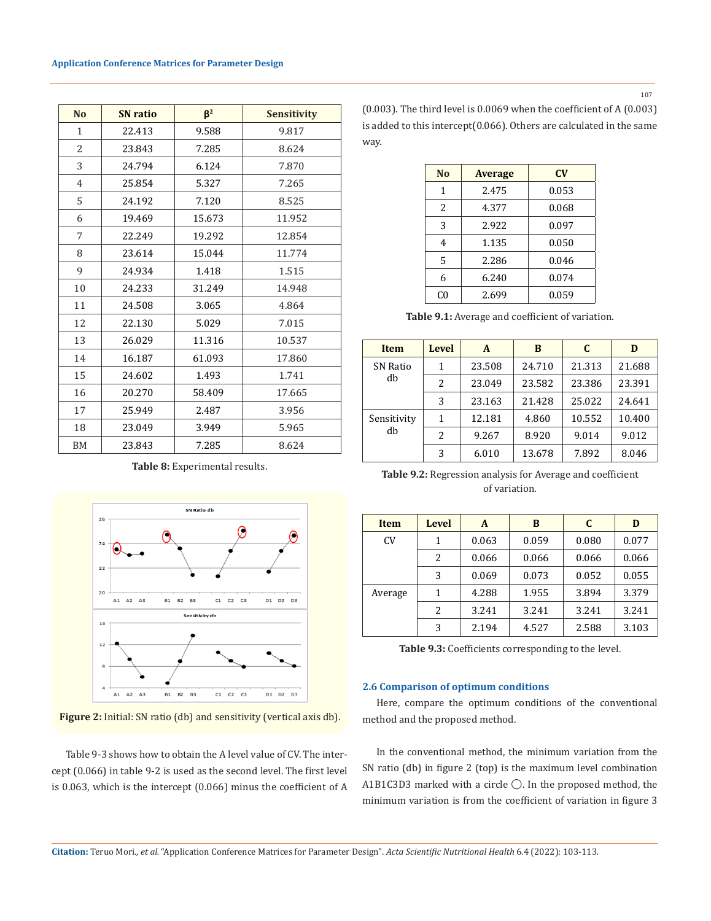| No | SN ratio | $\beta^2$ | Sensitivity |
|---|---|---|---|
| 1 | 22.413 | 9.588 | 9.817 |
| 2 | 23.843 | 7.285 | 8.624 |
| 3 | 24.794 | 6.124 | 7.870 |
| 4 | 25.854 | 5.327 | 7.265 |
| 5 | 24.192 | 7.120 | 8.525 |
| 6 | 19.469 | 15.673 | 11.952 |
| 7 | 22.249 | 19.292 | 12.854 |
| 8 | 23.614 | 15.044 | 11.774 |
| 9 | 24.934 | 1.418 | 1.515 |
| 10 | 24.233 | 31.249 | 14.948 |
| 11 | 24.508 | 3.065 | 4.864 |
| 12 | 22.130 | 5.029 | 7.015 |
| 13 | 26.029 | 11.316 | 10.537 |
| 14 | 16.187 | 61.093 | 17.860 |
| 15 | 24.602 | 1.493 | 1.741 |
| 16 | 20.270 | 58.409 | 17.665 |
| 17 | 25.949 | 2.487 | 3.956 |
| 18 | 23.049 | 3.949 | 5.965 |
| BM | 23.843 | 7.285 | 8.624 |

**Table 8:** Experimental results.

**Figure 2:** Initial: SN ratio (db) and sensitivity (vertical axis db).

Table 9-3 shows how to obtain the A level value of CV. The intercept (0.066) in table 9-2 is used as the second level. The first level is 0.063, which is the intercept (0.066) minus the coefficient of A (0.003). The third level is 0.0069 when the coefficient of A (0.003) is added to this intercept(0.066). Others are calculated in the same way.

| No | Average | CV |
|---|---|---|
| 1 | 2.475 | 0.053 |
| 2 | 4.377 | 0.068 |
| 3 | 2.922 | 0.097 |
| 4 | 1.135 | 0.050 |
| 5 | 2.286 | 0.046 |
| 6 | 6.240 | 0.074 |
| C0 | 2.699 | 0.059 |

**Table 9.1:** Average and coefficient of variation.

| Item | Level | A | B | C | D |
|---|---|---|---|---|---|
| SN Ratio db | 1 | 23.508 | 24.710 | 21.313 | 21.688 |
| | 2 | 23.049 | 23.582 | 23.386 | 23.391 |
| | 3 | 23.163 | 21.428 | 25.022 | 24.641 |
| Sensitivity db | 1 | 12.181 | 4.860 | 10.552 | 10.400 |
| | 2 | 9.267 | 8.920 | 9.014 | 9.012 |
| | 3 | 6.010 | 13.678 | 7.892 | 8.046 |

**Table 9.2:** Regression analysis for Average and coefficient of variation.

| Item | Level | A | B | C | D |
|---|---|---|---|---|---|
| CV | 1 | 0.063 | 0.059 | 0.080 | 0.077 |
| | 2 | 0.066 | 0.066 | 0.066 | 0.066 |
| | 3 | 0.069 | 0.073 | 0.052 | 0.055 |
| Average | 1 | 4.288 | 1.955 | 3.894 | 3.379 |
| | 2 | 3.241 | 3.241 | 3.241 | 3.241 |
| | 3 | 2.194 | 4.527 | 2.588 | 3.103 |

**Table 9.3:** Coefficients corresponding to the level.

### 2.6 Comparison of optimum conditions

Here, compare the optimum conditions of the conventional method and the proposed method.

In the conventional method, the minimum variation from the SN ratio (db) in figure 2 (top) is the maximum level combination A1B1C3D3 marked with a circle ◯. In the proposed method, the minimum variation is from the coefficient of variation in figure 3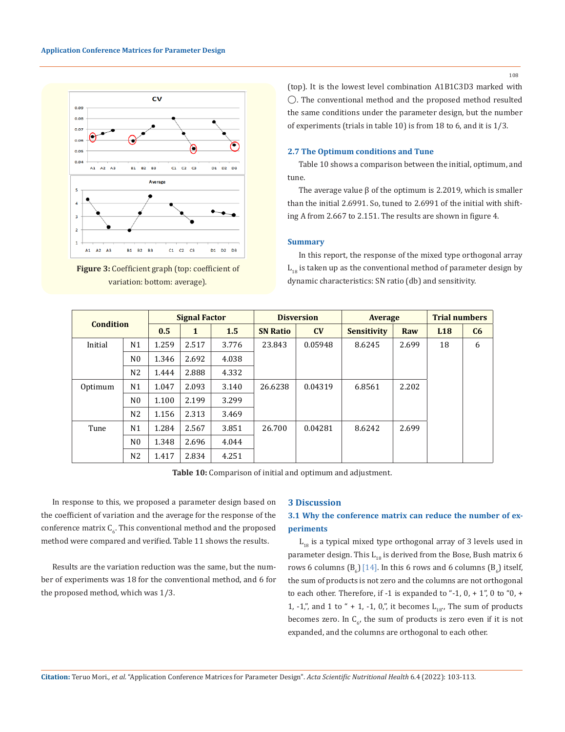Figure 3: Coefficient graph (top: coefficient of variation: bottom: average).

(top). It is the lowest level combination A1B1C3D3 marked with ◯. The conventional method and the proposed method resulted the same conditions under the parameter design, but the number of experiments (trials in table 10) is from 18 to 6, and it is 1/3.

### 2.7 The Optimum conditions and Tune

Table 10 shows a comparison between the initial, optimum, and tune.

The average value β of the optimum is 2.2019, which is smaller than the initial 2.6991. So, tuned to 2.6991 of the initial with shifting A from 2.667 to 2.151. The results are shown in figure 4.

### Summary

In this report, the response of the mixed type orthogonal array $L_{18}$ is taken up as the conventional method of parameter design by dynamic characteristics: SN ratio (db) and sensitivity.

| Condition | | Signal Factor | | | Disversion | | Average | | Trial numbers | |
|---|---|---|---|---|---|---|---|---|---|---|
| | | 0.5 | 1 | 1.5 | SN Ratio | CV | Sensitivity | Raw | L18 | C6 |
| Initial | N1 | 1.259 | 2.517 | 3.776 | 23.843 | 0.05948 | 8.6245 | 2.699 | 18 | 6 |
| | N0 | 1.346 | 2.692 | 4.038 | | | | | | |
| | N2 | 1.444 | 2.888 | 4.332 | | | | | | |
| Optimum | N1 | 1.047 | 2.093 | 3.140 | 26.6238 | 0.04319 | 6.8561 | 2.202 | | |
| | N0 | 1.100 | 2.199 | 3.299 | | | | | | |
| | N2 | 1.156 | 2.313 | 3.469 | | | | | | |
| Tune | N1 | 1.284 | 2.567 | 3.851 | 26.700 | 0.04281 | 8.6242 | 2.699 | | |
| | N0 | 1.348 | 2.696 | 4.044 | | | | | | |
| | N2 | 1.417 | 2.834 | 4.251 | | | | | | |

**Table 10:** Comparison of initial and optimum and adjustment.

In response to this, we proposed a parameter design based on the coefficient of variation and the average for the response of the conference matrix $C_6$. This conventional method and the proposed method were compared and verified. Table 11 shows the results.

Results are the variation reduction was the same, but the number of experiments was 18 for the conventional method, and 6 for the proposed method, which was 1/3.

## 3 Discussion

### 3.1 Why the conference matrix can reduce the number of experiments

$L_{18}$ is a typical mixed type orthogonal array of 3 levels used in parameter design. This $L_{18}$ is derived from the Bose, Bush matrix 6 rows 6 columns ($B_6$) [14]. In this 6 rows and 6 columns ($B_6$) itself, the sum of products is not zero and the columns are not orthogonal to each other. Therefore, if -1 is expanded to "-1, 0, + 1", 0 to "0, + 1, -1,", and 1 to " + 1, -1, 0,", it becomes $L_{18}$, The sum of products becomes zero. In $C_6$, the sum of products is zero even if it is not expanded, and the columns are orthogonal to each other.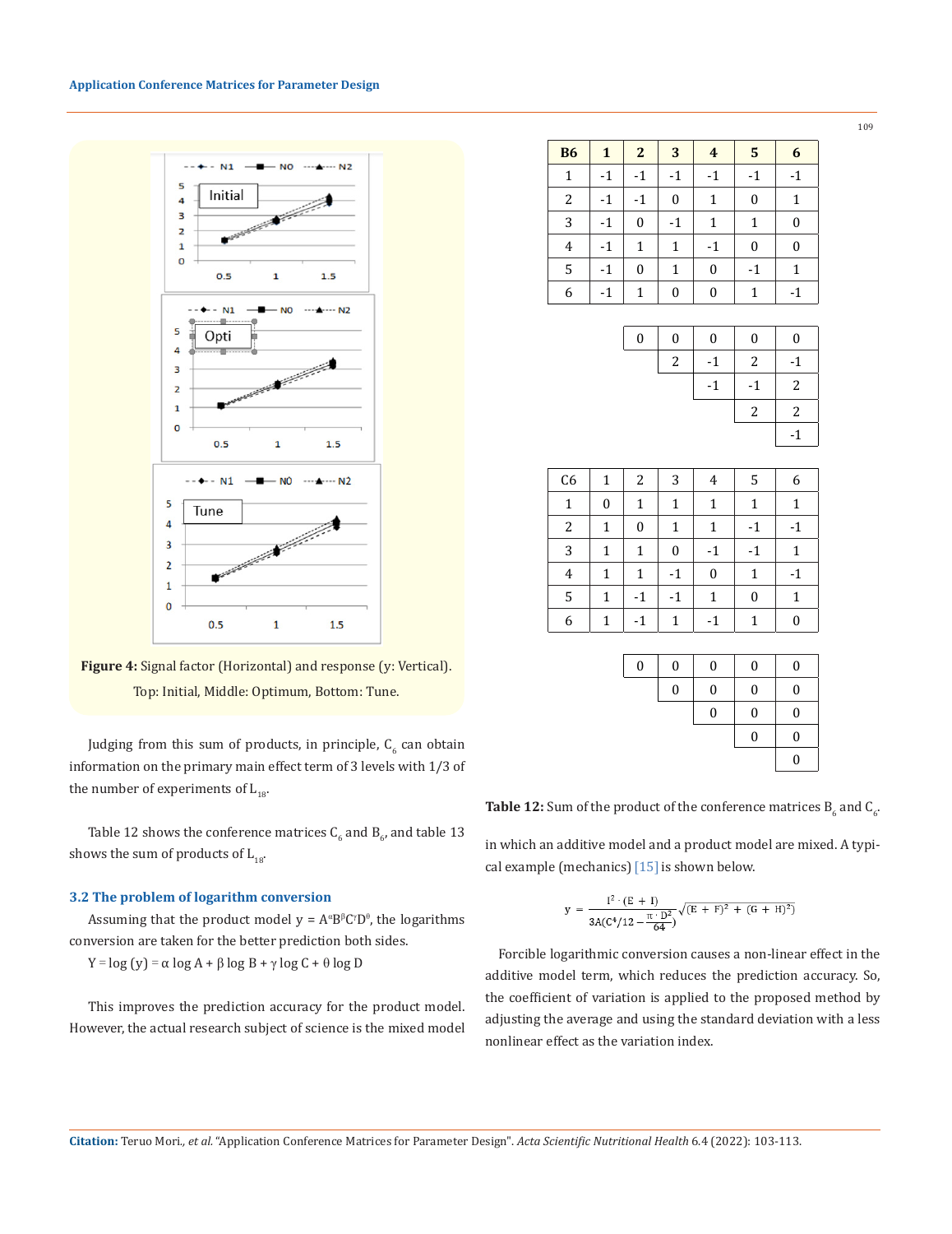Figure 4: Signal factor (Horizontal) and response (y: Vertical). Top: Initial, Middle: Optimum, Bottom: Tune.

Judging from this sum of products, in principle, $C_6$ can obtain information on the primary main effect term of 3 levels with 1/3 of the number of experiments of $L_{18}$.

Table 12 shows the conference matrices $C_6$ and $B_6$, and table 13 shows the sum of products of $L_{18}$.

### 3.2 The problem of logarithm conversion

Assuming that the product model $y = A^{\alpha}B^{\beta}C^{\gamma}D^{\theta}$, the logarithms conversion are taken for the better prediction both sides.

$Y = \log(y) = \alpha \log A + \beta \log B + \gamma \log C + \theta \log D$

This improves the prediction accuracy for the product model. However, the actual research subject of science is the mixed model in which an additive model and a product model are mixed. A typical example (mechanics) [15] is shown below.

$$y = \frac{I^2 \cdot (E + I)}{3A(C^4/12 - \frac{\pi \cdot D^2}{64})} \sqrt{(E + F)^2 + (G + H)^2)}$$

Forcible logarithmic conversion causes a non-linear effect in the additive model term, which reduces the prediction accuracy. So, the coefficient of variation is applied to the proposed method by adjusting the average and using the standard deviation with a less nonlinear effect as the variation index.

| B6 | 1 | 2 | 3 | 4 | 5 | 6 |
|---|---|---|---|---|---|---|
| 1 | -1 | -1 | -1 | -1 | -1 | -1 |
| 2 | -1 | -1 | 0 | 1 | 0 | 1 |
| 3 | -1 | 0 | -1 | 1 | 1 | 0 |
| 4 | -1 | 1 | 1 | -1 | 0 | 0 |
| 5 | -1 | 0 | 1 | 0 | -1 | 1 |
| 6 | -1 | 1 | 0 | 0 | 1 | -1 |

| | | | | |
|---|---|---|---|---|
| 0 | 0 | 0 | 0 | 0 |
| | 2 | -1 | 2 | -1 |
| | | -1 | -1 | 2 |
| | | | 2 | 2 |
| | | | | -1 |

| C6 | 1 | 2 | 3 | 4 | 5 | 6 |
|---|---|---|---|---|---|---|
| 1 | 0 | 1 | 1 | 1 | 1 | 1 |
| 2 | 1 | 0 | 1 | 1 | -1 | -1 |
| 3 | 1 | 1 | 0 | -1 | -1 | 1 |
| 4 | 1 | 1 | -1 | 0 | 1 | -1 |
| 5 | 1 | -1 | -1 | 1 | 0 | 1 |
| 6 | 1 | -1 | 1 | -1 | 1 | 0 |

| | | | | |
|---|---|---|---|---|
| 0 | 0 | 0 | 0 | 0 |
| | 0 | 0 | 0 | 0 |
| | | 0 | 0 | 0 |
| | | | 0 | 0 |
| | | | | 0 |

**Table 12:** Sum of the product of the conference matrices $B_6$ and $C_6$.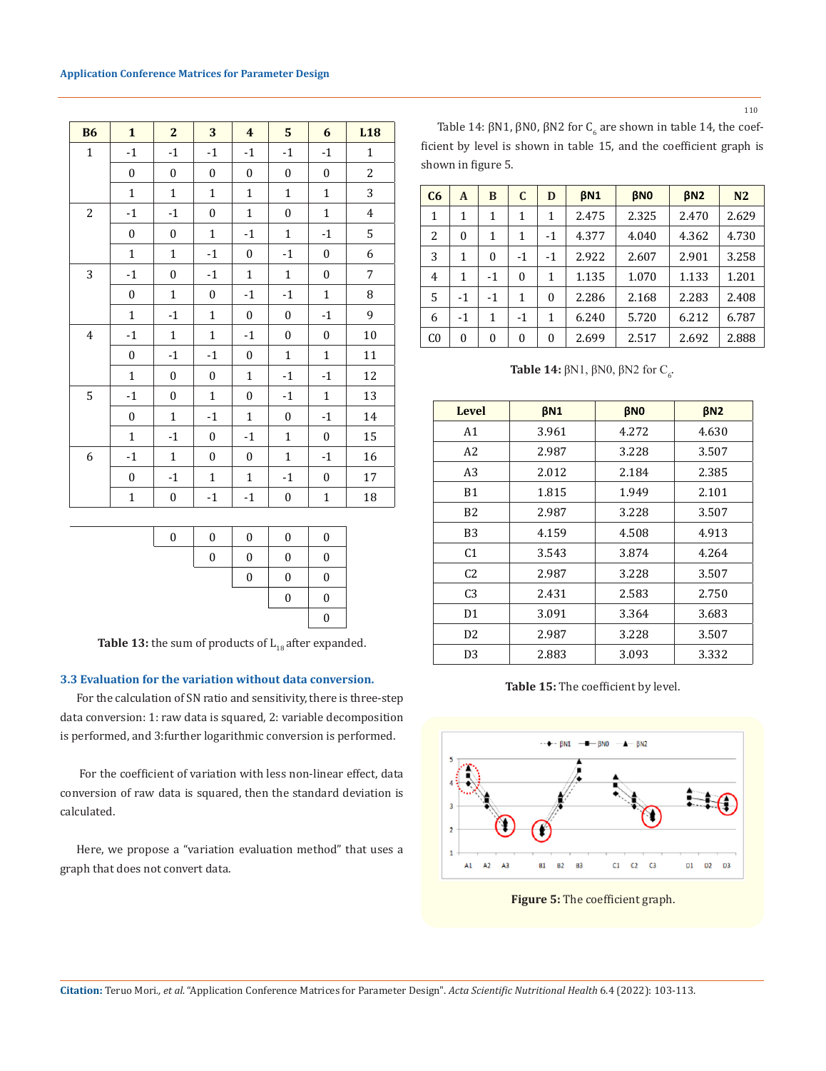| B6 | 1 | 2 | 3 | 4 | 5 | 6 | L18 |
|---|---|---|---|---|---|---|---|
| 1 | -1 | -1 | -1 | -1 | -1 | -1 | 1 |
| | 0 | 0 | 0 | 0 | 0 | 0 | 2 |
| | 1 | 1 | 1 | 1 | 1 | 1 | 3 |
| 2 | -1 | -1 | 0 | 1 | 0 | 1 | 4 |
| | 0 | 0 | 1 | -1 | 1 | -1 | 5 |
| | 1 | 1 | -1 | 0 | -1 | 0 | 6 |
| 3 | -1 | 0 | -1 | 1 | 1 | 0 | 7 |
| | 0 | 1 | 0 | -1 | -1 | 1 | 8 |
| | 1 | -1 | 1 | 0 | 0 | -1 | 9 |
| 4 | -1 | 1 | 1 | -1 | 0 | 0 | 10 |
| | 0 | -1 | -1 | 0 | 1 | 1 | 11 |
| | 1 | 0 | 0 | 1 | -1 | -1 | 12 |
| 5 | -1 | 0 | 1 | 0 | -1 | 1 | 13 |
| | 0 | 1 | -1 | 1 | 0 | -1 | 14 |
| | 1 | -1 | 0 | -1 | 1 | 0 | 15 |
| 6 | -1 | 1 | 0 | 0 | 1 | -1 | 16 |
| | 0 | -1 | 1 | 1 | -1 | 0 | 17 |
| | 1 | 0 | -1 | -1 | 0 | 1 | 18 |

| | | | | | | | |
|---|---|---|---|---|---|---|---|
| | | 0 | 0 | 0 | 0 | 0 | |
| | | | 0 | 0 | 0 | 0 | |
| | | | | 0 | 0 | 0 | |
| | | | | | 0 | 0 | |
| | | | | | | 0 | |

**Table 13:** the sum of products of $L_{18}$ after expanded.

### 3.3 Evaluation for the variation without data conversion.

For the calculation of SN ratio and sensitivity, there is three-step data conversion: 1: raw data is squared, 2: variable decomposition is performed, and 3:further logarithmic conversion is performed.

For the coefficient of variation with less non-linear effect, data conversion of raw data is squared, then the standard deviation is calculated.

Here, we propose a "variation evaluation method" that uses a graph that does not convert data.

Table 14: βN1, βN0, βN2 for $C_6$ are shown in table 14, the coefficient by level is shown in table 15, and the coefficient graph is shown in figure 5.

| C6 | A | B | C | D | βN1 | βN0 | βN2 | N2 |
|---|---|---|---|---|---|---|---|---|
| 1 | 1 | 1 | 1 | 1 | 2.475 | 2.325 | 2.470 | 2.629 |
| 2 | 0 | 1 | 1 | -1 | 4.377 | 4.040 | 4.362 | 4.730 |
| 3 | 1 | 0 | -1 | -1 | 2.922 | 2.607 | 2.901 | 3.258 |
| 4 | 1 | -1 | 0 | 1 | 1.135 | 1.070 | 1.133 | 1.201 |
| 5 | -1 | -1 | 1 | 0 | 2.286 | 2.168 | 2.283 | 2.408 |
| 6 | -1 | 1 | -1 | 1 | 6.240 | 5.720 | 6.212 | 6.787 |
| C0 | 0 | 0 | 0 | 0 | 2.699 | 2.517 | 2.692 | 2.888 |

**Table 14:** βN1, βN0, βN2 for $C_6$.

| Level | βN1 | βN0 | βN2 |
|---|---|---|---|
| A1 | 3.961 | 4.272 | 4.630 |
| A2 | 2.987 | 3.228 | 3.507 |
| A3 | 2.012 | 2.184 | 2.385 |
| B1 | 1.815 | 1.949 | 2.101 |
| B2 | 2.987 | 3.228 | 3.507 |
| B3 | 4.159 | 4.508 | 4.913 |
| C1 | 3.543 | 3.874 | 4.264 |
| C2 | 2.987 | 3.228 | 3.507 |
| C3 | 2.431 | 2.583 | 2.750 |
| D1 | 3.091 | 3.364 | 3.683 |
| D2 | 2.987 | 3.228 | 3.507 |
| D3 | 2.883 | 3.093 | 3.332 |

**Table 15:** The coefficient by level.

**Figure 5:** The coefficient graph.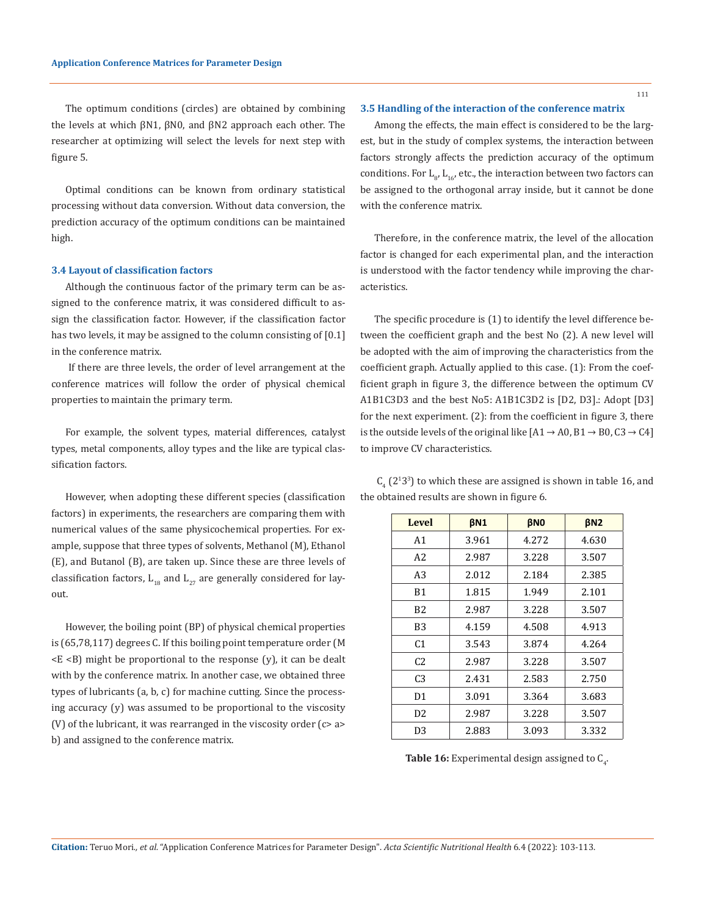The optimum conditions (circles) are obtained by combining the levels at which βN1, βN0, and βN2 approach each other. The researcher at optimizing will select the levels for next step with figure 5.

Optimal conditions can be known from ordinary statistical processing without data conversion. Without data conversion, the prediction accuracy of the optimum conditions can be maintained high.

### 3.4 Layout of classification factors

Although the continuous factor of the primary term can be assigned to the conference matrix, it was considered difficult to assign the classification factor. However, if the classification factor has two levels, it may be assigned to the column consisting of [0.1] in the conference matrix.

If there are three levels, the order of level arrangement at the conference matrices will follow the order of physical chemical properties to maintain the primary term.

For example, the solvent types, material differences, catalyst types, metal components, alloy types and the like are typical classification factors.

However, when adopting these different species (classification factors) in experiments, the researchers are comparing them with numerical values of the same physicochemical properties. For example, suppose that three types of solvents, Methanol (M), Ethanol (E), and Butanol (B), are taken up. Since these are three levels of classification factors, $L_{18}$ and $L_{27}$ are generally considered for layout.

However, the boiling point (BP) of physical chemical properties is (65,78,117) degrees C. If this boiling point temperature order (M <E <B) might be proportional to the response (y), it can be dealt with by the conference matrix. In another case, we obtained three types of lubricants (a, b, c) for machine cutting. Since the processing accuracy (y) was assumed to be proportional to the viscosity (V) of the lubricant, it was rearranged in the viscosity order (c> a> b) and assigned to the conference matrix.

### 3.5 Handling of the interaction of the conference matrix

Among the effects, the main effect is considered to be the largest, but in the study of complex systems, the interaction between factors strongly affects the prediction accuracy of the optimum conditions. For $L_8$, $L_{16}$, etc., the interaction between two factors can be assigned to the orthogonal array inside, but it cannot be done with the conference matrix.

Therefore, in the conference matrix, the level of the allocation factor is changed for each experimental plan, and the interaction is understood with the factor tendency while improving the characteristics.

The specific procedure is (1) to identify the level difference between the coefficient graph and the best No (2). A new level will be adopted with the aim of improving the characteristics from the coefficient graph. Actually applied to this case. (1): From the coefficient graph in figure 3, the difference between the optimum CV A1B1C3D3 and the best No5: A1B1C3D2 is [D2, D3].: Adopt [D3] for the next experiment. (2): from the coefficient in figure 3, there is the outside levels of the original like [A1 → A0, B1 → B0, C3 → C4] to improve CV characteristics.

$C_4$ ($2^1 3^3$) to which these are assigned is shown in table 16, and the obtained results are shown in figure 6.

| Level | βN1 | βN0 | βN2 |
|---|---|---|---|
| A1 | 3.961 | 4.272 | 4.630 |
| A2 | 2.987 | 3.228 | 3.507 |
| A3 | 2.012 | 2.184 | 2.385 |
| B1 | 1.815 | 1.949 | 2.101 |
| B2 | 2.987 | 3.228 | 3.507 |
| B3 | 4.159 | 4.508 | 4.913 |
| C1 | 3.543 | 3.874 | 4.264 |
| C2 | 2.987 | 3.228 | 3.507 |
| C3 | 2.431 | 2.583 | 2.750 |
| D1 | 3.091 | 3.364 | 3.683 |
| D2 | 2.987 | 3.228 | 3.507 |
| D3 | 2.883 | 3.093 | 3.332 |

**Table 16:** Experimental design assigned to $C_4$.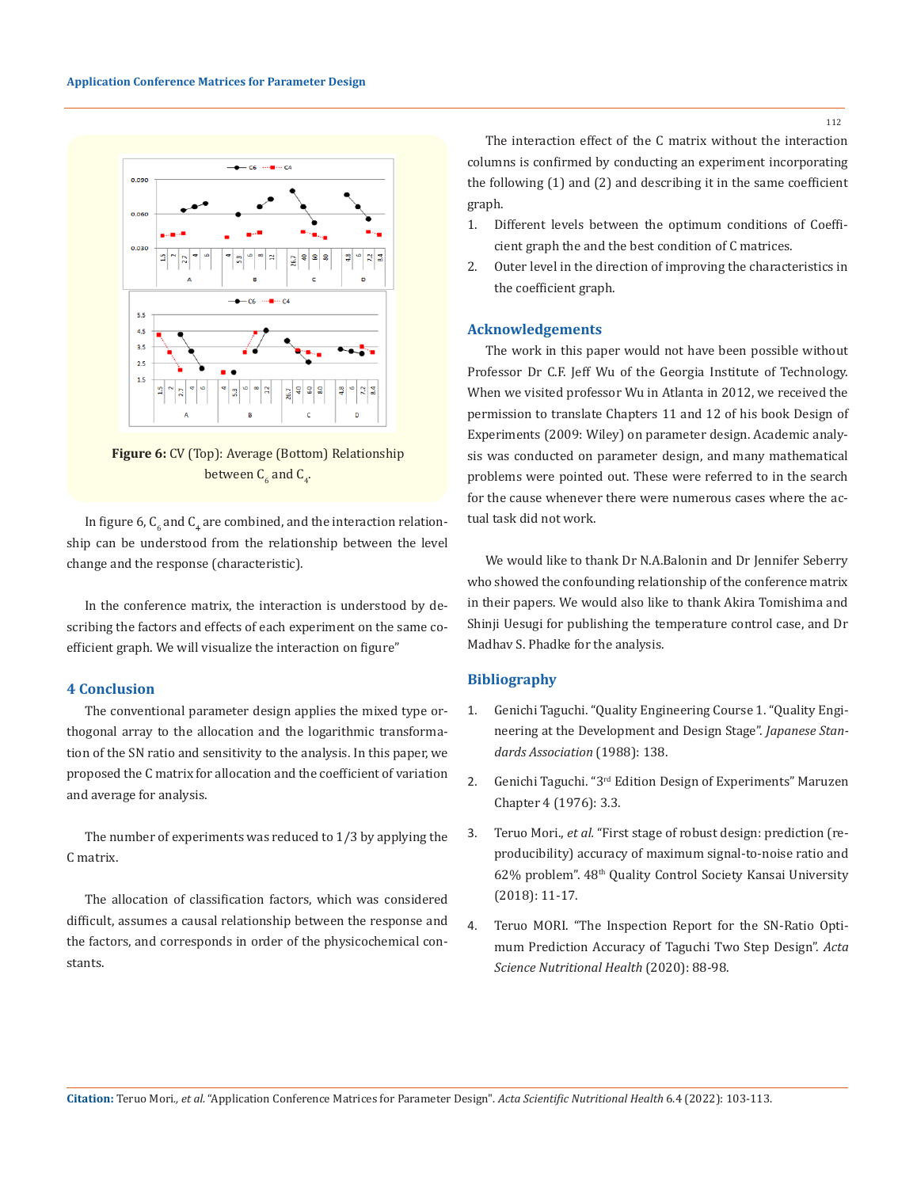Figure 6: CV (Top): Average (Bottom) Relationship between $C_6$ and $C_4$.

In figure 6, $C_6$ and $C_4$ are combined, and the interaction relationship can be understood from the relationship between the level change and the response (characteristic).

In the conference matrix, the interaction is understood by describing the factors and effects of each experiment on the same coefficient graph. We will visualize the interaction on figure"

## 4 Conclusion

The conventional parameter design applies the mixed type orthogonal array to the allocation and the logarithmic transformation of the SN ratio and sensitivity to the analysis. In this paper, we proposed the C matrix for allocation and the coefficient of variation and average for analysis.

The number of experiments was reduced to 1/3 by applying the C matrix.

The allocation of classification factors, which was considered difficult, assumes a causal relationship between the response and the factors, and corresponds in order of the physicochemical constants.

The interaction effect of the C matrix without the interaction columns is confirmed by conducting an experiment incorporating the following (1) and (2) and describing it in the same coefficient graph.

1. Different levels between the optimum conditions of Coefficient graph the and the best condition of C matrices.
2. Outer level in the direction of improving the characteristics in the coefficient graph.

## Acknowledgements

The work in this paper would not have been possible without Professor Dr C.F. Jeff Wu of the Georgia Institute of Technology. When we visited professor Wu in Atlanta in 2012, we received the permission to translate Chapters 11 and 12 of his book Design of Experiments (2009: Wiley) on parameter design. Academic analysis was conducted on parameter design, and many mathematical problems were pointed out. These were referred to in the search for the cause whenever there were numerous cases where the actual task did not work.

We would like to thank Dr N.A.Balonin and Dr Jennifer Seberry who showed the confounding relationship of the conference matrix in their papers. We would also like to thank Akira Tomishima and Shinji Uesugi for publishing the temperature control case, and Dr Madhav S. Phadke for the analysis.

## Bibliography

1. Genichi Taguchi. "Quality Engineering Course 1. "Quality Engineering at the Development and Design Stage". *Japanese Standards Association* (1988): 138.
2. Genichi Taguchi. "3rd Edition Design of Experiments" Maruzen Chapter 4 (1976): 3.3.
3. Teruo Mori., *et al.* "First stage of robust design: prediction (reproducibility) accuracy of maximum signal-to-noise ratio and 62% problem". 48th Quality Control Society Kansai University (2018): 11-17.
4. Teruo MORI. "The Inspection Report for the SN-Ratio Optimum Prediction Accuracy of Taguchi Two Step Design". *Acta Science Nutritional Health* (2020): 88-98.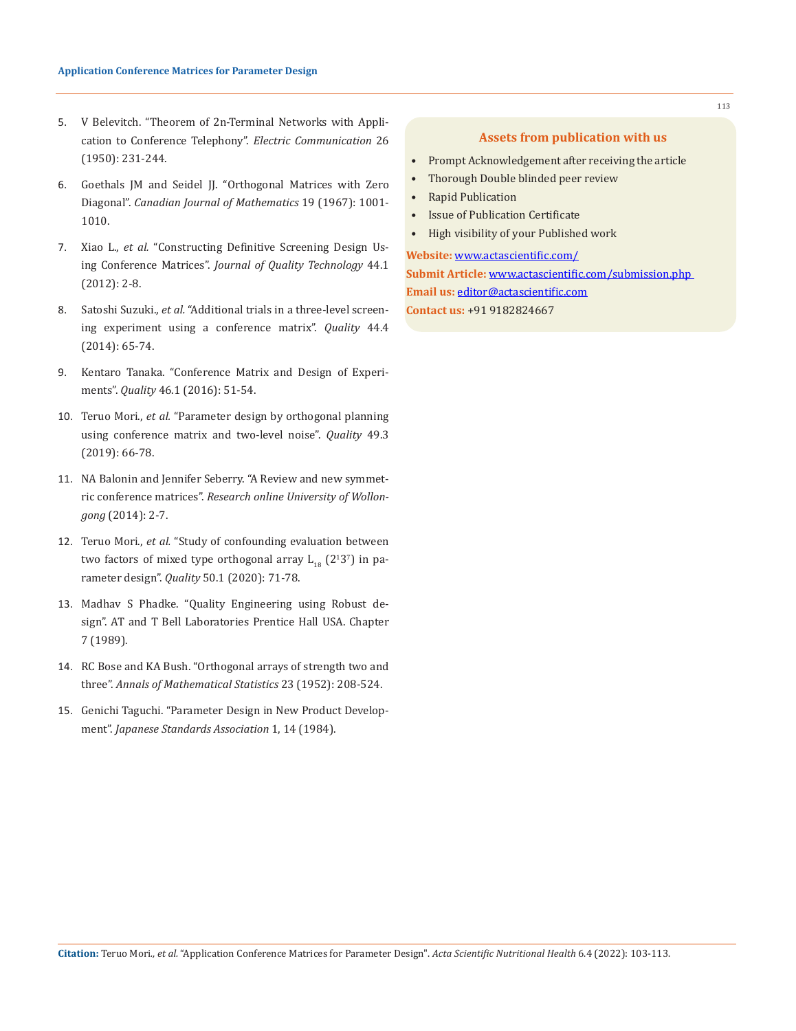5. V Belevitch. "Theorem of 2n-Terminal Networks with Application to Conference Telephony". *Electric Communication* 26 (1950): 231-244.
6. Goethals JM and Seidel JJ. "Orthogonal Matrices with Zero Diagonal". *Canadian Journal of Mathematics* 19 (1967): 1001-1010.
7. Xiao L., *et al.* "Constructing Definitive Screening Design Using Conference Matrices". *Journal of Quality Technology* 44.1 (2012): 2-8.
8. Satoshi Suzuki., *et al.* "Additional trials in a three-level screening experiment using a conference matrix". *Quality* 44.4 (2014): 65-74.
9. Kentaro Tanaka. "Conference Matrix and Design of Experiments". *Quality* 46.1 (2016): 51-54.
10. Teruo Mori., *et al.* "Parameter design by orthogonal planning using conference matrix and two-level noise". *Quality* 49.3 (2019): 66-78.
11. NA Balonin and Jennifer Seberry. "A Review and new symmetric conference matrices". *Research online University of Wollongong* (2014): 2-7.
12. Teruo Mori., *et al.* "Study of confounding evaluation between two factors of mixed type orthogonal array $L_{18}$ ($2^1 3^7$) in parameter design". *Quality* 50.1 (2020): 71-78.
13. Madhav S Phadke. "Quality Engineering using Robust design". AT and T Bell Laboratories Prentice Hall USA. Chapter 7 (1989).
14. RC Bose and KA Bush. "Orthogonal arrays of strength two and three". *Annals of Mathematical Statistics* 23 (1952): 208-524.
15. Genichi Taguchi. "Parameter Design in New Product Development". *Japanese Standards Association* 1, 14 (1984).

**Assets from publication with us**

- Prompt Acknowledgement after receiving the article
- Thorough Double blinded peer review
- Rapid Publication
- Issue of Publication Certificate
- High visibility of your Published work

**Website:** www.actascientific.com/
**Submit Article:** www.actascientific.com/submission.php
**Email us:** editor@actascientific.com
**Contact us:** +91 9182824667